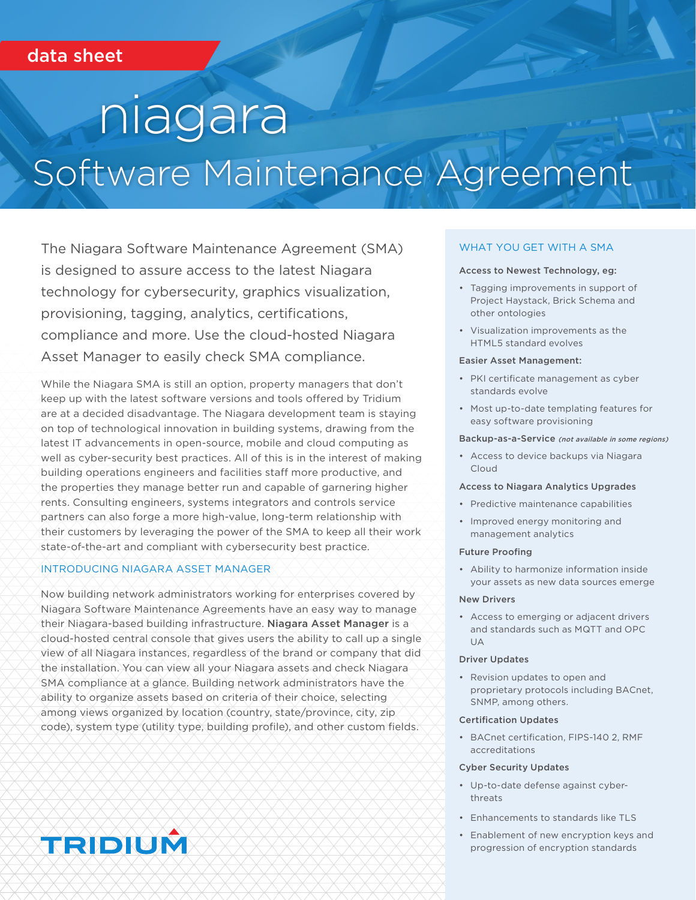data sheet

# niagara
# Software Maintenance Agreement

The Niagara Software Maintenance Agreement (SMA) is designed to assure access to the latest Niagara technology for cybersecurity, graphics visualization, provisioning, tagging, analytics, certifications, compliance and more. Use the cloud-hosted Niagara Asset Manager to easily check SMA compliance.

While the Niagara SMA is still an option, property managers that don't keep up with the latest software versions and tools offered by Tridium are at a decided disadvantage. The Niagara development team is staying on top of technological innovation in building systems, drawing from the latest IT advancements in open-source, mobile and cloud computing as well as cyber-security best practices. All of this is in the interest of making building operations engineers and facilities staff more productive, and the properties they manage better run and capable of garnering higher rents. Consulting engineers, systems integrators and controls service partners can also forge a more high-value, long-term relationship with their customers by leveraging the power of the SMA to keep all their work state-of-the-art and compliant with cybersecurity best practice.

## INTRODUCING NIAGARA ASSET MANAGER

Now building network administrators working for enterprises covered by Niagara Software Maintenance Agreements have an easy way to manage their Niagara-based building infrastructure. **Niagara Asset Manager** is a cloud-hosted central console that gives users the ability to call up a single view of all Niagara instances, regardless of the brand or company that did the installation. You can view all your Niagara assets and check Niagara SMA compliance at a glance. Building network administrators have the ability to organize assets based on criteria of their choice, selecting among views organized by location (country, state/province, city, zip code), system type (utility type, building profile), and other custom fields.

## WHAT YOU GET WITH A SMA

**Access to Newest Technology, eg:**

- Tagging improvements in support of Project Haystack, Brick Schema and other ontologies
- Visualization improvements as the HTML5 standard evolves

**Easier Asset Management:**

- PKI certificate management as cyber standards evolve
- Most up-to-date templating features for easy software provisioning

**Backup-as-a-Service** *(not available in some regions)*

- Access to device backups via Niagara Cloud

**Access to Niagara Analytics Upgrades**

- Predictive maintenance capabilities
- Improved energy monitoring and management analytics

**Future Proofing**

- Ability to harmonize information inside your assets as new data sources emerge

**New Drivers**

- Access to emerging or adjacent drivers and standards such as MQTT and OPC UA

**Driver Updates**

- Revision updates to open and proprietary protocols including BACnet, SNMP, among others.

**Certification Updates**

- BACnet certification, FIPS-140 2, RMF accreditations

**Cyber Security Updates**

- Up-to-date defense against cyber-threats
- Enhancements to standards like TLS
- Enablement of new encryption keys and progression of encryption standards

TRIDIUM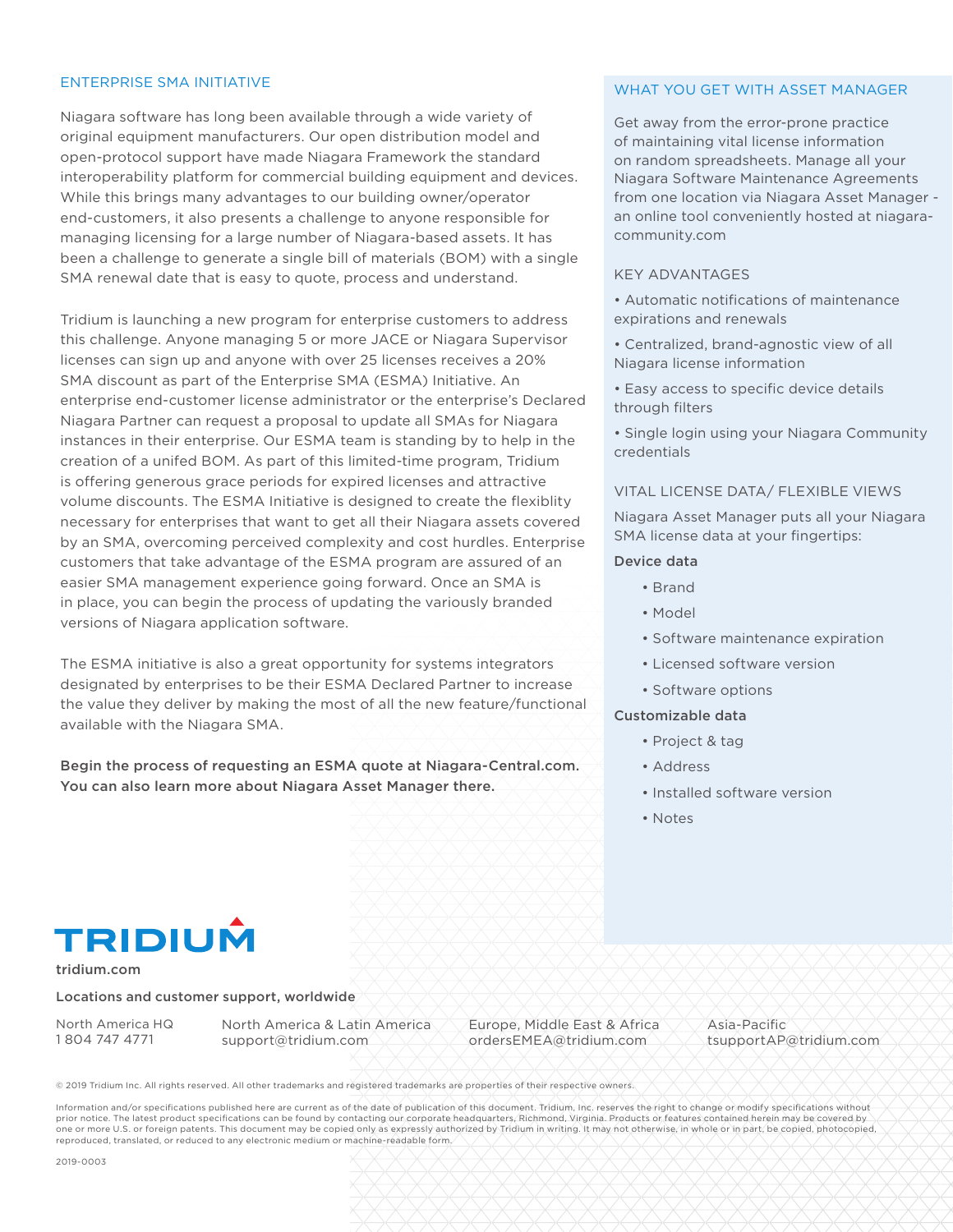## ENTERPRISE SMA INITIATIVE

Niagara software has long been available through a wide variety of original equipment manufacturers. Our open distribution model and open-protocol support have made Niagara Framework the standard interoperability platform for commercial building equipment and devices. While this brings many advantages to our building owner/operator end-customers, it also presents a challenge to anyone responsible for managing licensing for a large number of Niagara-based assets. It has been a challenge to generate a single bill of materials (BOM) with a single SMA renewal date that is easy to quote, process and understand.

Tridium is launching a new program for enterprise customers to address this challenge. Anyone managing 5 or more JACE or Niagara Supervisor licenses can sign up and anyone with over 25 licenses receives a 20% SMA discount as part of the Enterprise SMA (ESMA) Initiative. An enterprise end-customer license administrator or the enterprise's Declared Niagara Partner can request a proposal to update all SMAs for Niagara instances in their enterprise. Our ESMA team is standing by to help in the creation of a unifed BOM. As part of this limited-time program, Tridium is offering generous grace periods for expired licenses and attractive volume discounts. The ESMA Initiative is designed to create the flexiblity necessary for enterprises that want to get all their Niagara assets covered by an SMA, overcoming perceived complexity and cost hurdles. Enterprise customers that take advantage of the ESMA program are assured of an easier SMA management experience going forward. Once an SMA is in place, you can begin the process of updating the variously branded versions of Niagara application software.

The ESMA initiative is also a great opportunity for systems integrators designated by enterprises to be their ESMA Declared Partner to increase the value they deliver by making the most of all the new feature/functional available with the Niagara SMA.

**Begin the process of requesting an ESMA quote at Niagara-Central.com. You can also learn more about Niagara Asset Manager there.**

## WHAT YOU GET WITH ASSET MANAGER

Get away from the error-prone practice of maintaining vital license information on random spreadsheets. Manage all your Niagara Software Maintenance Agreements from one location via Niagara Asset Manager - an online tool conveniently hosted at niagara-community.com

### KEY ADVANTAGES

- Automatic notifications of maintenance expirations and renewals
- Centralized, brand-agnostic view of all Niagara license information
- Easy access to specific device details through filters
- Single login using your Niagara Community credentials

### VITAL LICENSE DATA/ FLEXIBLE VIEWS

Niagara Asset Manager puts all your Niagara SMA license data at your fingertips:

**Device data**

- Brand
- Model
- Software maintenance expiration
- Licensed software version
- Software options

**Customizable data**

- Project & tag
- Address
- Installed software version
- Notes

TRIDIUM

tridium.com

**Locations and customer support, worldwide**

North America HQ
1 804 747 4771

North America & Latin America
support@tridium.com

Europe, Middle East & Africa
ordersEMEA@tridium.com

Asia-Pacific
tsupportAP@tridium.com

© 2019 Tridium Inc. All rights reserved. All other trademarks and registered trademarks are properties of their respective owners.

Information and/or specifications published here are current as of the date of publication of this document. Tridium, Inc. reserves the right to change or modify specifications without prior notice. The latest product specifications can be found by contacting our corporate headquarters, Richmond, Virginia. Products or features contained herein may be covered by one or more U.S. or foreign patents. This document may be copied only as expressly authorized by Tridium in writing. It may not otherwise, in whole or in part, be copied, photocopied, reproduced, translated, or reduced to any electronic medium or machine-readable form.

2019-0003